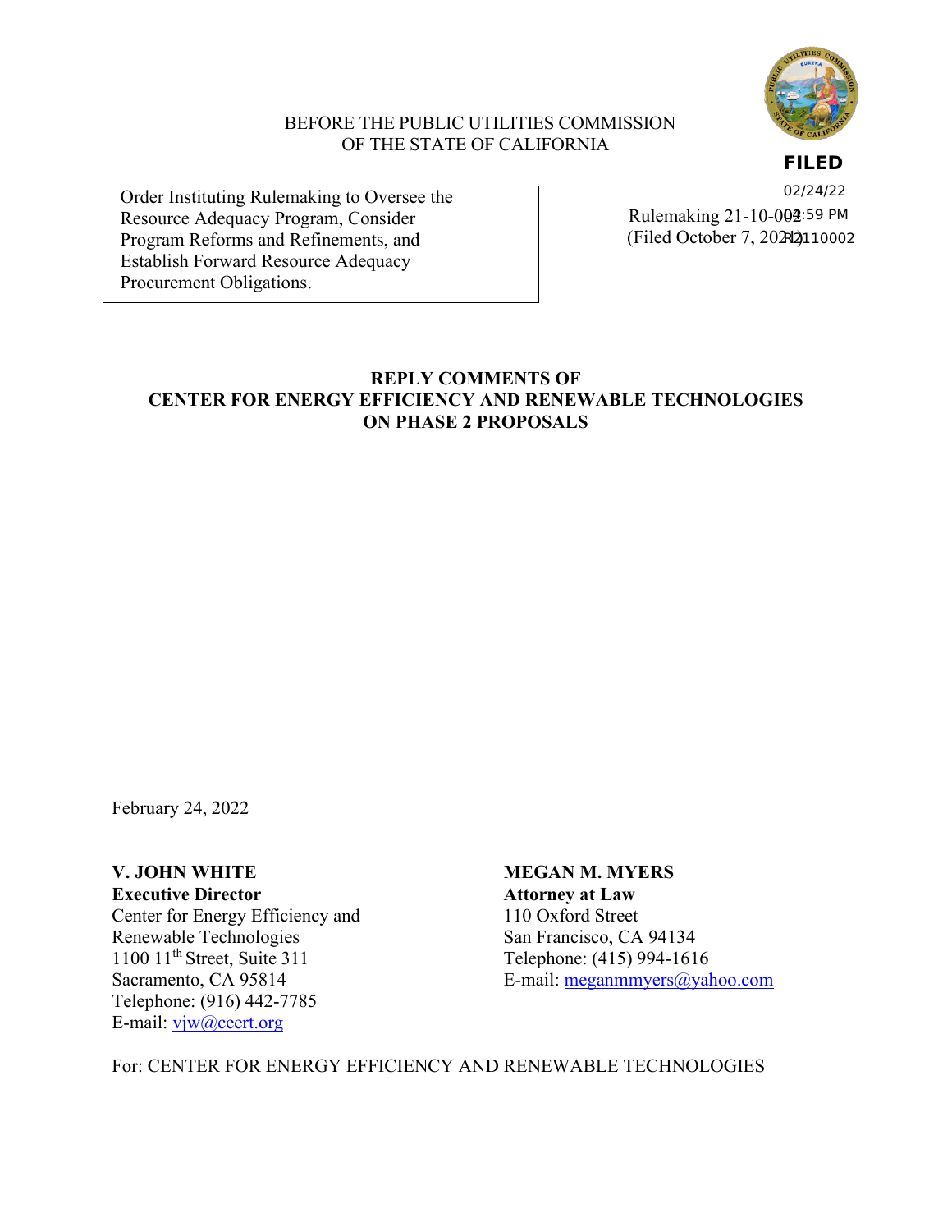BEFORE THE PUBLIC UTILITIES COMMISSION
OF THE STATE OF CALIFORNIA

**FILED**
02/24/22
04:59 PM
R2110002

| | |
|---|---|
| Order Instituting Rulemaking to Oversee the Resource Adequacy Program, Consider Program Reforms and Refinements, and Establish Forward Resource Adequacy Procurement Obligations. | Rulemaking 21-10-002 (Filed October 7, 2021) |

**REPLY COMMENTS OF
CENTER FOR ENERGY EFFICIENCY AND RENEWABLE TECHNOLOGIES
ON PHASE 2 PROPOSALS**

February 24, 2022

**V. JOHN WHITE**
**Executive Director**
Center for Energy Efficiency and Renewable Technologies
1100 11th Street, Suite 311
Sacramento, CA 95814
Telephone: (916) 442-7785
E-mail: vjw@ceert.org

**MEGAN M. MYERS**
**Attorney at Law**
110 Oxford Street
San Francisco, CA 94134
Telephone: (415) 994-1616
E-mail: meganmmyers@yahoo.com

For: CENTER FOR ENERGY EFFICIENCY AND RENEWABLE TECHNOLOGIES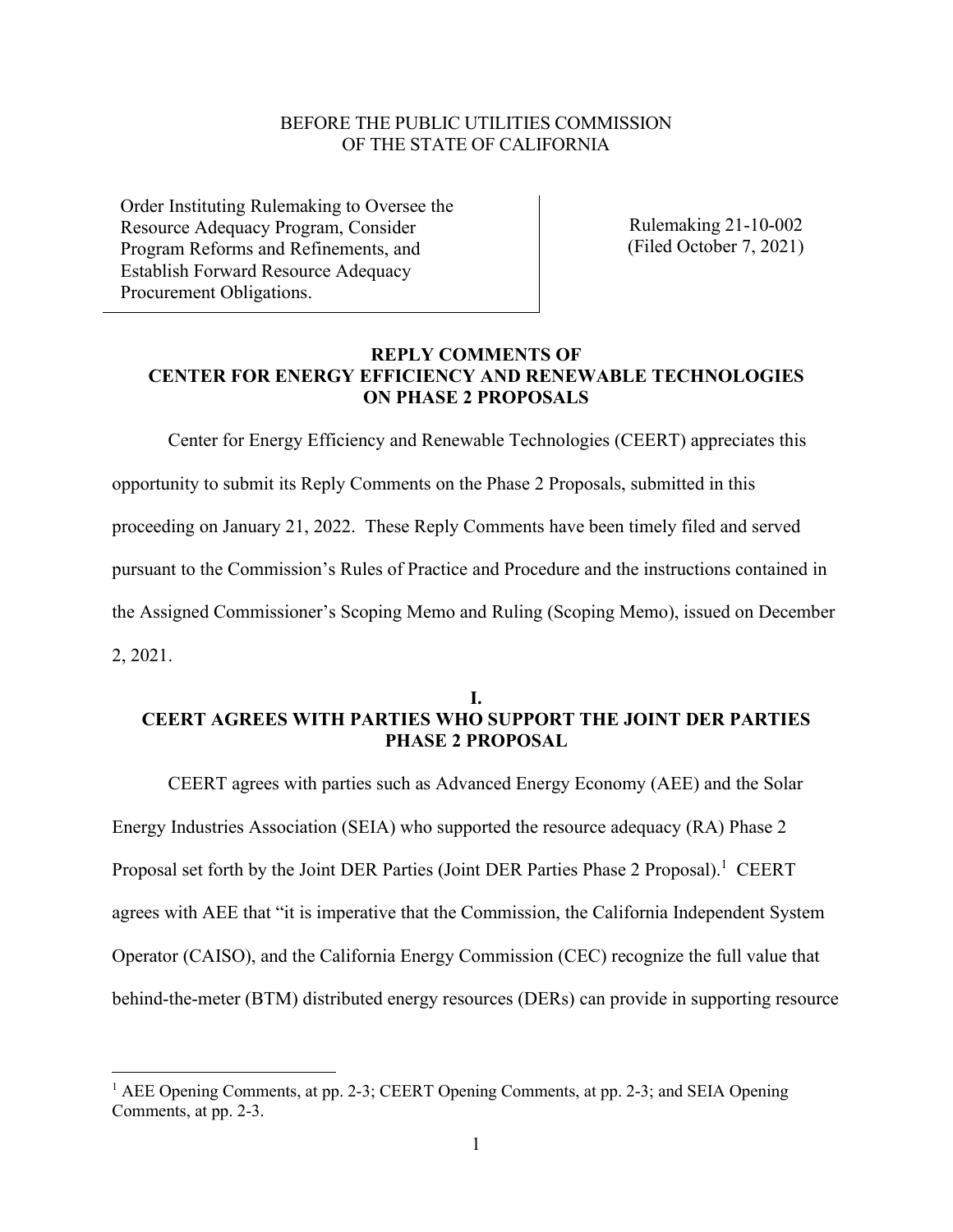BEFORE THE PUBLIC UTILITIES COMMISSION
OF THE STATE OF CALIFORNIA

| Order Instituting Rulemaking to Oversee the Resource Adequacy Program, Consider Program Reforms and Refinements, and Establish Forward Resource Adequacy Procurement Obligations. | Rulemaking 21-10-002 (Filed October 7, 2021) |
|---|---|

## REPLY COMMENTS OF CENTER FOR ENERGY EFFICIENCY AND RENEWABLE TECHNOLOGIES ON PHASE 2 PROPOSALS

Center for Energy Efficiency and Renewable Technologies (CEERT) appreciates this opportunity to submit its Reply Comments on the Phase 2 Proposals, submitted in this proceeding on January 21, 2022. These Reply Comments have been timely filed and served pursuant to the Commission's Rules of Practice and Procedure and the instructions contained in the Assigned Commissioner's Scoping Memo and Ruling (Scoping Memo), issued on December 2, 2021.

## I. CEERT AGREES WITH PARTIES WHO SUPPORT THE JOINT DER PARTIES PHASE 2 PROPOSAL

CEERT agrees with parties such as Advanced Energy Economy (AEE) and the Solar Energy Industries Association (SEIA) who supported the resource adequacy (RA) Phase 2 Proposal set forth by the Joint DER Parties (Joint DER Parties Phase 2 Proposal).[1] CEERT agrees with AEE that "it is imperative that the Commission, the California Independent System Operator (CAISO), and the California Energy Commission (CEC) recognize the full value that behind-the-meter (BTM) distributed energy resources (DERs) can provide in supporting resource

---

[1] AEE Opening Comments, at pp. 2-3; CEERT Opening Comments, at pp. 2-3; and SEIA Opening Comments, at pp. 2-3.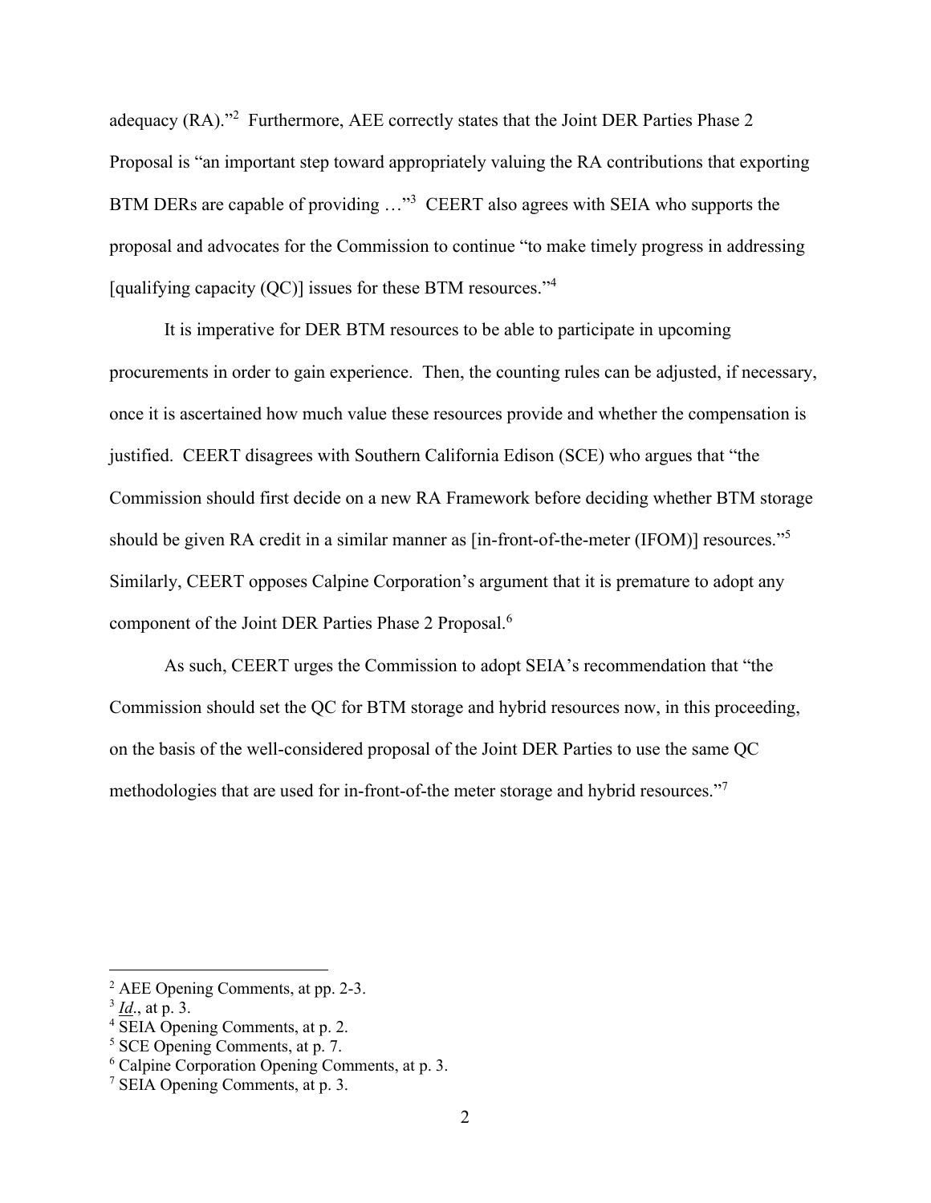adequacy (RA)."[2] Furthermore, AEE correctly states that the Joint DER Parties Phase 2 Proposal is "an important step toward appropriately valuing the RA contributions that exporting BTM DERs are capable of providing …"[3] CEERT also agrees with SEIA who supports the proposal and advocates for the Commission to continue "to make timely progress in addressing [qualifying capacity (QC)] issues for these BTM resources."[4]

It is imperative for DER BTM resources to be able to participate in upcoming procurements in order to gain experience. Then, the counting rules can be adjusted, if necessary, once it is ascertained how much value these resources provide and whether the compensation is justified. CEERT disagrees with Southern California Edison (SCE) who argues that "the Commission should first decide on a new RA Framework before deciding whether BTM storage should be given RA credit in a similar manner as [in-front-of-the-meter (IFOM)] resources."[5] Similarly, CEERT opposes Calpine Corporation's argument that it is premature to adopt any component of the Joint DER Parties Phase 2 Proposal.[6]

As such, CEERT urges the Commission to adopt SEIA's recommendation that "the Commission should set the QC for BTM storage and hybrid resources now, in this proceeding, on the basis of the well-considered proposal of the Joint DER Parties to use the same QC methodologies that are used for in-front-of-the meter storage and hybrid resources."[7]

---

[2] AEE Opening Comments, at pp. 2-3.

[3] *Id*., at p. 3.

[4] SEIA Opening Comments, at p. 2.

[5] SCE Opening Comments, at p. 7.

[6] Calpine Corporation Opening Comments, at p. 3.

[7] SEIA Opening Comments, at p. 3.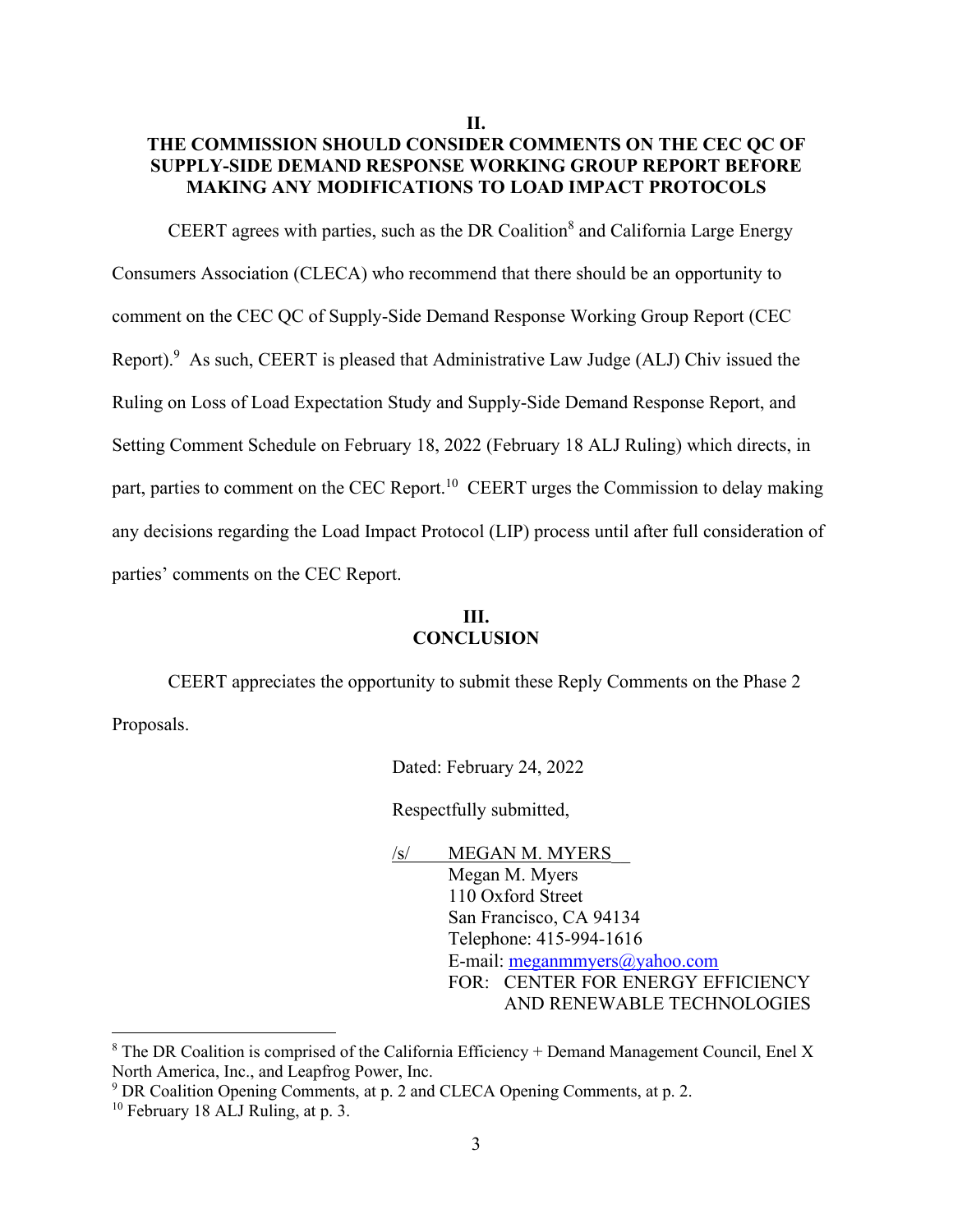## II.
## THE COMMISSION SHOULD CONSIDER COMMENTS ON THE CEC QC OF SUPPLY-SIDE DEMAND RESPONSE WORKING GROUP REPORT BEFORE MAKING ANY MODIFICATIONS TO LOAD IMPACT PROTOCOLS

CEERT agrees with parties, such as the DR Coalition[8] and California Large Energy Consumers Association (CLECA) who recommend that there should be an opportunity to comment on the CEC QC of Supply-Side Demand Response Working Group Report (CEC Report).[9] As such, CEERT is pleased that Administrative Law Judge (ALJ) Chiv issued the Ruling on Loss of Load Expectation Study and Supply-Side Demand Response Report, and Setting Comment Schedule on February 18, 2022 (February 18 ALJ Ruling) which directs, in part, parties to comment on the CEC Report.[10] CEERT urges the Commission to delay making any decisions regarding the Load Impact Protocol (LIP) process until after full consideration of parties' comments on the CEC Report.

## III.
## CONCLUSION

CEERT appreciates the opportunity to submit these Reply Comments on the Phase 2 Proposals.

Dated: February 24, 2022

Respectfully submitted,

/s/ MEGAN M. MYERS
Megan M. Myers
110 Oxford Street
San Francisco, CA 94134
Telephone: 415-994-1616
E-mail: meganmmyers@yahoo.com
FOR: CENTER FOR ENERGY EFFICIENCY AND RENEWABLE TECHNOLOGIES

---

[8] The DR Coalition is comprised of the California Efficiency + Demand Management Council, Enel X North America, Inc., and Leapfrog Power, Inc.

[9] DR Coalition Opening Comments, at p. 2 and CLECA Opening Comments, at p. 2.

[10] February 18 ALJ Ruling, at p. 3.